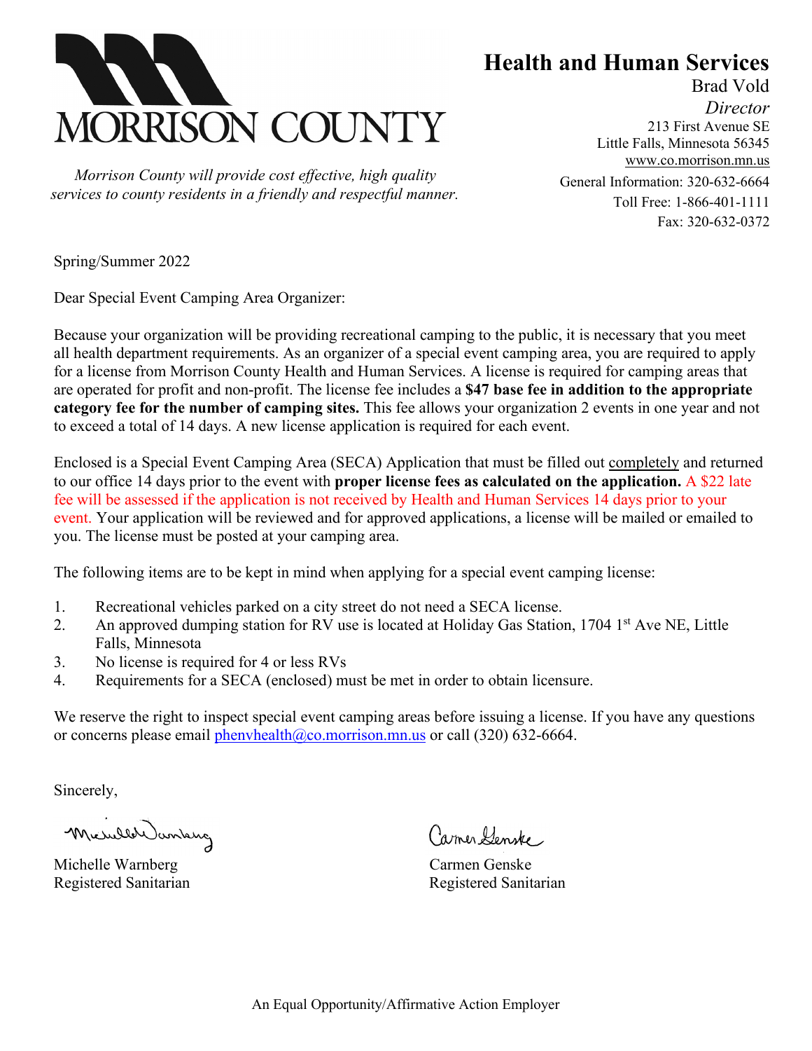MORRISON COUNTY

*Morrison County will provide cost effective, high quality services to county residents in a friendly and respectful manner.*

## Health and Human Services

Brad Vold
*Director*
213 First Avenue SE
Little Falls, Minnesota 56345
www.co.morrison.mn.us
General Information: 320-632-6664
Toll Free: 1-866-401-1111
Fax: 320-632-0372

Spring/Summer 2022

Dear Special Event Camping Area Organizer:

Because your organization will be providing recreational camping to the public, it is necessary that you meet all health department requirements. As an organizer of a special event camping area, you are required to apply for a license from Morrison County Health and Human Services. A license is required for camping areas that are operated for profit and non-profit. The license fee includes a **$47 base fee in addition to the appropriate category fee for the number of camping sites.** This fee allows your organization 2 events in one year and not to exceed a total of 14 days. A new license application is required for each event.

Enclosed is a Special Event Camping Area (SECA) Application that must be filled out completely and returned to our office 14 days prior to the event with **proper license fees as calculated on the application.** A $22 late fee will be assessed if the application is not received by Health and Human Services 14 days prior to your event. Your application will be reviewed and for approved applications, a license will be mailed or emailed to you. The license must be posted at your camping area.

The following items are to be kept in mind when applying for a special event camping license:

1. Recreational vehicles parked on a city street do not need a SECA license.
2. An approved dumping station for RV use is located at Holiday Gas Station, 1704 1st Ave NE, Little Falls, Minnesota
3. No license is required for 4 or less RVs
4. Requirements for a SECA (enclosed) must be met in order to obtain licensure.

We reserve the right to inspect special event camping areas before issuing a license. If you have any questions or concerns please email phenvhealth@co.morrison.mn.us or call (320) 632-6664.

Sincerely,

Michelle Warnberg
Registered Sanitarian

Carmen Genske
Registered Sanitarian

An Equal Opportunity/Affirmative Action Employer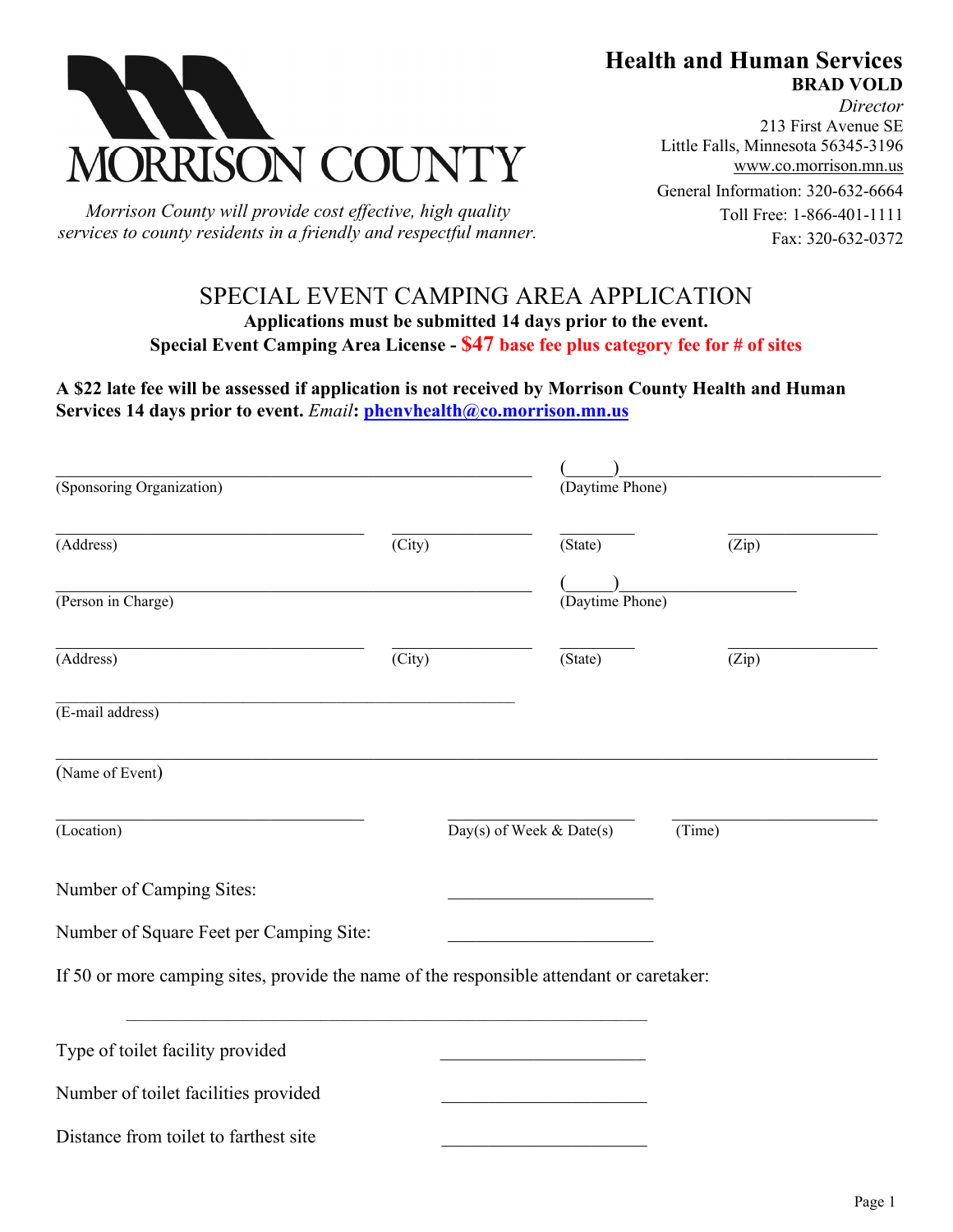MORRISON COUNTY

*Morrison County will provide cost effective, high quality services to county residents in a friendly and respectful manner.*

**Health and Human Services**
**BRAD VOLD**
*Director*
213 First Avenue SE
Little Falls, Minnesota 56345-3196
www.co.morrison.mn.us
General Information: 320-632-6664
Toll Free: 1-866-401-1111
Fax: 320-632-0372

# SPECIAL EVENT CAMPING AREA APPLICATION

**Applications must be submitted 14 days prior to the event.**

**Special Event Camping Area License - $47 base fee plus category fee for # of sites**

**A $22 late fee will be assessed if application is not received by Morrison County Health and Human Services 14 days prior to event.** ***Email*****: phenvhealth@co.morrison.mn.us**

______________________________ (Sponsoring Organization) (\_\_\_\_\_)\_\_\_\_\_\_\_\_\_\_\_\_\_\_ (Daytime Phone)

______________ (Address) ______ (City) ______ (State) ______ (Zip)

______________________________ (Person in Charge) (\_\_\_\_\_)\_\_\_\_\_\_\_\_\_\_\_\_\_\_ (Daytime Phone)

______________ (Address) ______ (City) ______ (State) ______ (Zip)

______________________________ (E-mail address)

______________________________ (Name of Event)

______________ (Location) ______ Day(s) of Week & Date(s) ______ (Time)

Number of Camping Sites: ______________

Number of Square Feet per Camping Site: ______________

If 50 or more camping sites, provide the name of the responsible attendant or caretaker:

______________________________

Type of toilet facility provided ______________

Number of toilet facilities provided ______________

Distance from toilet to farthest site ______________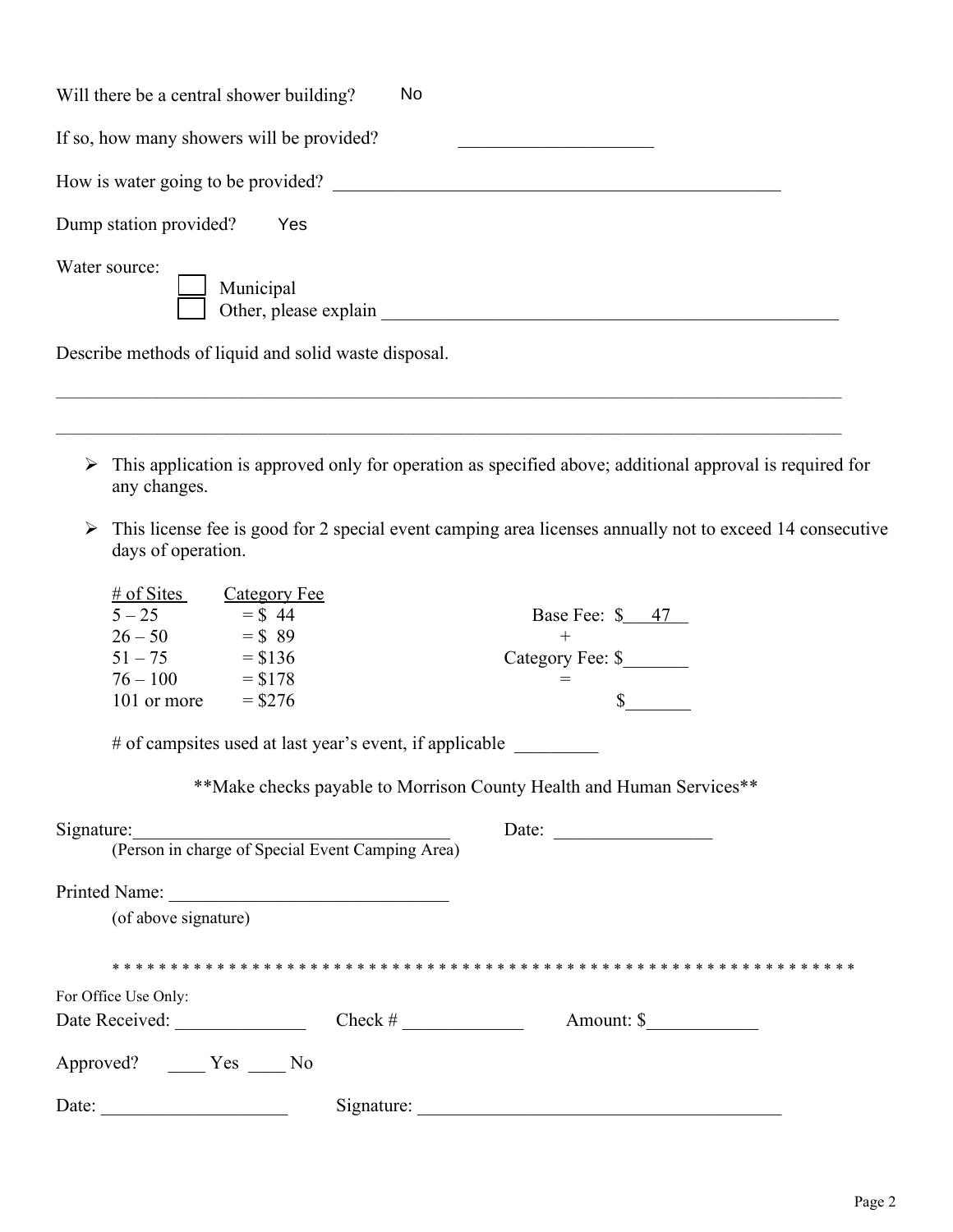Will there be a central shower building? No

If so, how many showers will be provided? ____________________

How is water going to be provided? __________________________________________

Dump station provided? Yes

Water source:

- [ ] Municipal
- [ ] Other, please explain ___________________________________________

Describe methods of liquid and solid waste disposal.

_______________________________________________________________________________

_______________________________________________________________________________

- This application is approved only for operation as specified above; additional approval is required for any changes.
- This license fee is good for 2 special event camping area licenses annually not to exceed 14 consecutive days of operation.

| # of Sites | Category Fee |
|---|---|
| 5 – 25 | = $ 44 |
| 26 – 50 | = $ 89 |
| 51 – 75 | = $136 |
| 76 – 100 | = $178 |
| 101 or more | = $276 |

Base Fee: $ 47
\+
Category Fee: $_______
=
$_______

\# of campsites used at last year's event, if applicable _________

**Make checks payable to Morrison County Health and Human Services**

Signature:_________________________________ Date: _________________
(Person in charge of Special Event Camping Area)

Printed Name: ______________________________
(of above signature)

\* \* \* \* \* \* \* \* \* \* \* \* \* \* \* \* \* \* \* \* \* \* \* \* \* \* \* \* \* \* \* \* \* \* \* \* \* \* \* \* \* \* \* \* \* \* \* \* \* \* \* \* \* \* \* \* \* \* \* \* \* \* \* \* \*

For Office Use Only:

Date Received: ______________ Check # _____________ Amount: $____________

Approved? ____ Yes ____ No

Date: ____________________ Signature: ________________________________________